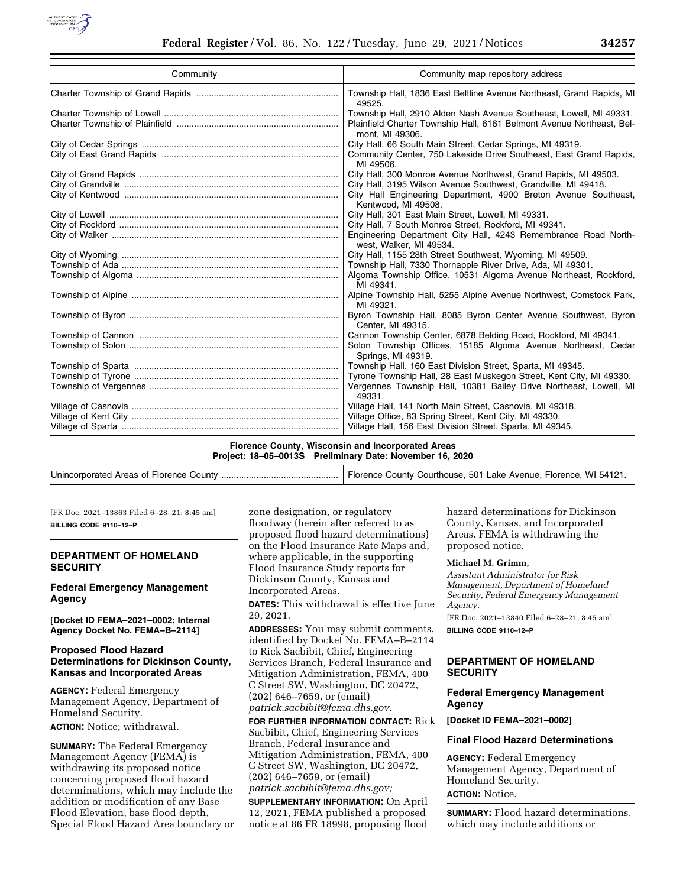| Community | Community map repository address |
| --- | --- |
| Charter Township of Grand Rapids | Township Hall, 1836 East Beltline Avenue Northeast, Grand Rapids, MI 49525. |
| Charter Township of Lowell | Township Hall, 2910 Alden Nash Avenue Southeast, Lowell, MI 49331. |
| Charter Township of Plainfield | Plainfield Charter Township Hall, 6161 Belmont Avenue Northeast, Belmont, MI 49306. |
| City of Cedar Springs | City Hall, 66 South Main Street, Cedar Springs, MI 49319. |
| City of East Grand Rapids | Community Center, 750 Lakeside Drive Southeast, East Grand Rapids, MI 49506. |
| City of Grand Rapids | City Hall, 300 Monroe Avenue Northwest, Grand Rapids, MI 49503. |
| City of Grandville | City Hall, 3195 Wilson Avenue Southwest, Grandville, MI 49418. |
| City of Kentwood | City Hall Engineering Department, 4900 Breton Avenue Southeast, Kentwood, MI 49508. |
| City of Lowell | City Hall, 301 East Main Street, Lowell, MI 49331. |
| City of Rockford | City Hall, 7 South Monroe Street, Rockford, MI 49341. |
| City of Walker | Engineering Department City Hall, 4243 Remembrance Road Northwest, Walker, MI 49534. |
| City of Wyoming | City Hall, 1155 28th Street Southwest, Wyoming, MI 49509. |
| Township of Ada | Township Hall, 7330 Thornapple River Drive, Ada, MI 49301. |
| Township of Algoma | Algoma Township Office, 10531 Algoma Avenue Northeast, Rockford, MI 49341. |
| Township of Alpine | Alpine Township Hall, 5255 Alpine Avenue Northwest, Comstock Park, MI 49321. |
| Township of Byron | Byron Township Hall, 8085 Byron Center Avenue Southwest, Byron Center, MI 49315. |
| Township of Cannon | Cannon Township Center, 6878 Belding Road, Rockford, MI 49341. |
| Township of Solon | Solon Township Offices, 15185 Algoma Avenue Northeast, Cedar Springs, MI 49319. |
| Township of Sparta | Township Hall, 160 East Division Street, Sparta, MI 49345. |
| Township of Tyrone | Tyrone Township Hall, 28 East Muskegon Street, Kent City, MI 49330. |
| Township of Vergennes | Vergennes Township Hall, 10381 Bailey Drive Northeast, Lowell, MI 49331. |
| Village of Casnovia | Village Hall, 141 North Main Street, Casnovia, MI 49318. |
| Village of Kent City | Village Office, 83 Spring Street, Kent City, MI 49330. |
| Village of Sparta | Village Hall, 156 East Division Street, Sparta, MI 49345. |
| **Florence County, Wisconsin and Incorporated Areas**<br>**Project: 18–05–0013S Preliminary Date: November 16, 2020** | |
| Unincorporated Areas of Florence County | Florence County Courthouse, 501 Lake Avenue, Florence, WI 54121. |

[FR Doc. 2021–13863 Filed 6–28–21; 8:45 am]

**BILLING CODE 9110–12–P**

## DEPARTMENT OF HOMELAND SECURITY

### Federal Emergency Management Agency

**[Docket ID FEMA–2021–0002; Internal Agency Docket No. FEMA–B–2114]**

### Proposed Flood Hazard Determinations for Dickinson County, Kansas and Incorporated Areas

**AGENCY:** Federal Emergency Management Agency, Department of Homeland Security.

**ACTION:** Notice; withdrawal.

**SUMMARY:** The Federal Emergency Management Agency (FEMA) is withdrawing its proposed notice concerning proposed flood hazard determinations, which may include the addition or modification of any Base Flood Elevation, base flood depth, Special Flood Hazard Area boundary or zone designation, or regulatory floodway (herein after referred to as proposed flood hazard determinations) on the Flood Insurance Rate Maps and, where applicable, in the supporting Flood Insurance Study reports for Dickinson County, Kansas and Incorporated Areas.

**DATES:** This withdrawal is effective June 29, 2021.

**ADDRESSES:** You may submit comments, identified by Docket No. FEMA–B–2114 to Rick Sacbibit, Chief, Engineering Services Branch, Federal Insurance and Mitigation Administration, FEMA, 400 C Street SW, Washington, DC 20472, (202) 646–7659, or (email) *patrick.sacbibit@fema.dhs.gov.*

**FOR FURTHER INFORMATION CONTACT:** Rick Sacbibit, Chief, Engineering Services Branch, Federal Insurance and Mitigation Administration, FEMA, 400 C Street SW, Washington, DC 20472, (202) 646–7659, or (email) *patrick.sacbibit@fema.dhs.gov;*

**SUPPLEMENTARY INFORMATION:** On April 12, 2021, FEMA published a proposed notice at 86 FR 18998, proposing flood hazard determinations for Dickinson County, Kansas, and Incorporated Areas. FEMA is withdrawing the proposed notice.

**Michael M. Grimm,**

*Assistant Administrator for Risk Management, Department of Homeland Security, Federal Emergency Management Agency.*

[FR Doc. 2021–13840 Filed 6–28–21; 8:45 am]

**BILLING CODE 9110–12–P**

## DEPARTMENT OF HOMELAND SECURITY

### Federal Emergency Management Agency

**[Docket ID FEMA–2021–0002]**

### Final Flood Hazard Determinations

**AGENCY:** Federal Emergency Management Agency, Department of Homeland Security.

**ACTION:** Notice.

**SUMMARY:** Flood hazard determinations, which may include additions or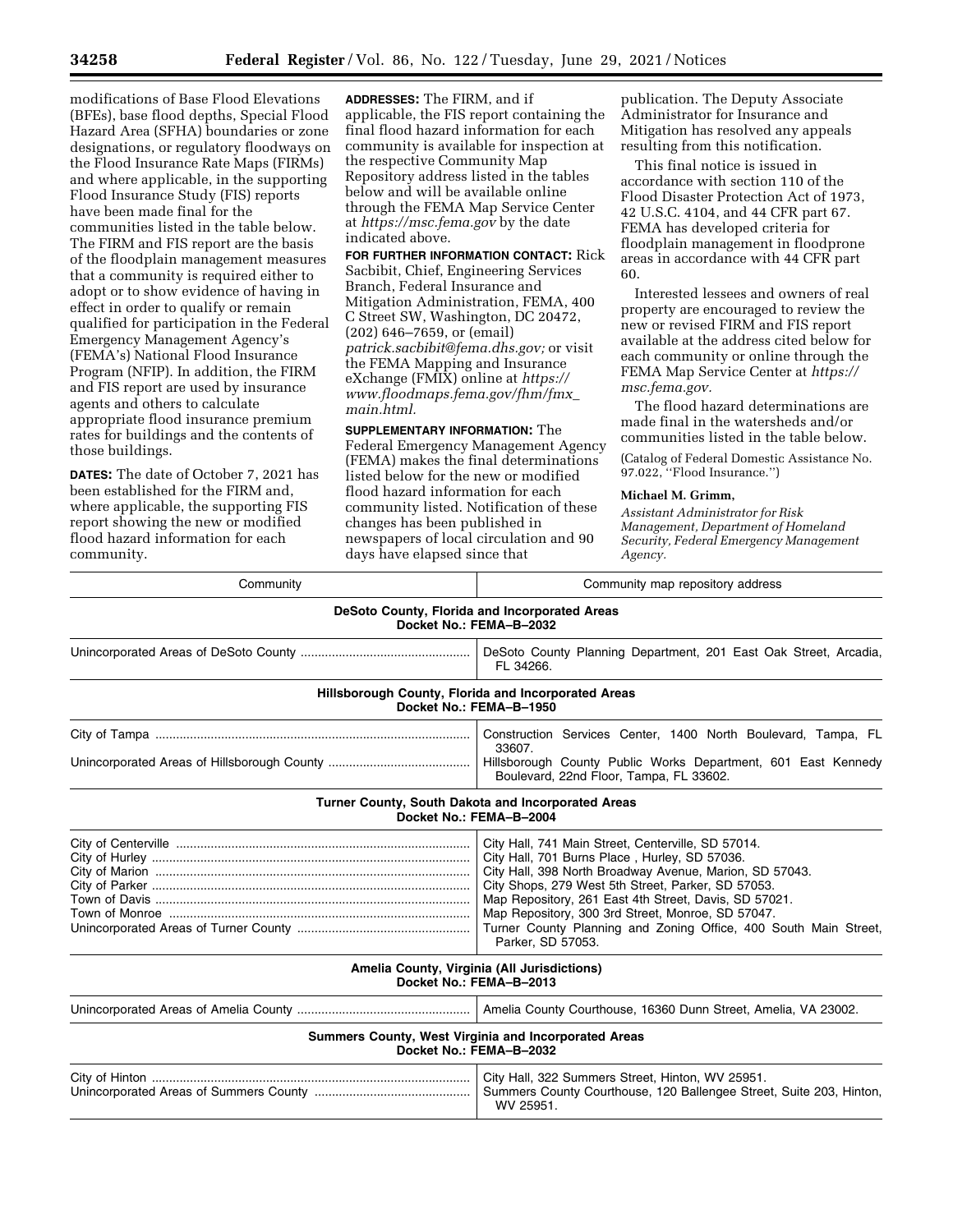modifications of Base Flood Elevations (BFEs), base flood depths, Special Flood Hazard Area (SFHA) boundaries or zone designations, or regulatory floodways on the Flood Insurance Rate Maps (FIRMs) and where applicable, in the supporting Flood Insurance Study (FIS) reports have been made final for the communities listed in the table below. The FIRM and FIS report are the basis of the floodplain management measures that a community is required either to adopt or to show evidence of having in effect in order to qualify or remain qualified for participation in the Federal Emergency Management Agency's (FEMA's) National Flood Insurance Program (NFIP). In addition, the FIRM and FIS report are used by insurance agents and others to calculate appropriate flood insurance premium rates for buildings and the contents of those buildings.

**DATES:** The date of October 7, 2021 has been established for the FIRM and, where applicable, the supporting FIS report showing the new or modified flood hazard information for each community.

**ADDRESSES:** The FIRM, and if applicable, the FIS report containing the final flood hazard information for each community is available for inspection at the respective Community Map Repository address listed in the tables below and will be available online through the FEMA Map Service Center at *https://msc.fema.gov* by the date indicated above.

**FOR FURTHER INFORMATION CONTACT:** Rick Sacbibit, Chief, Engineering Services Branch, Federal Insurance and Mitigation Administration, FEMA, 400 C Street SW, Washington, DC 20472, (202) 646–7659, or (email) *patrick.sacbibit@fema.dhs.gov;* or visit the FEMA Mapping and Insurance eXchange (FMIX) online at *https://www.floodmaps.fema.gov/fhm/fmx_main.html.*

**SUPPLEMENTARY INFORMATION:** The Federal Emergency Management Agency (FEMA) makes the final determinations listed below for the new or modified flood hazard information for each community listed. Notification of these changes has been published in newspapers of local circulation and 90 days have elapsed since that publication. The Deputy Associate Administrator for Insurance and Mitigation has resolved any appeals resulting from this notification.

This final notice is issued in accordance with section 110 of the Flood Disaster Protection Act of 1973, 42 U.S.C. 4104, and 44 CFR part 67. FEMA has developed criteria for floodplain management in floodprone areas in accordance with 44 CFR part 60.

Interested lessees and owners of real property are encouraged to review the new or revised FIRM and FIS report available at the address cited below for each community or online through the FEMA Map Service Center at *https://msc.fema.gov.*

The flood hazard determinations are made final in the watersheds and/or communities listed in the table below.

(Catalog of Federal Domestic Assistance No. 97.022, "Flood Insurance.")

**Michael M. Grimm,**

*Assistant Administrator for Risk Management, Department of Homeland Security, Federal Emergency Management Agency.*

| Community | Community map repository address |
|---|---|
| **DeSoto County, Florida and Incorporated Areas** **Docket No.: FEMA–B–2032** | |
| Unincorporated Areas of DeSoto County | DeSoto County Planning Department, 201 East Oak Street, Arcadia, FL 34266. |
| **Hillsborough County, Florida and Incorporated Areas** **Docket No.: FEMA–B–1950** | |
| City of Tampa | Construction Services Center, 1400 North Boulevard, Tampa, FL 33607. |
| Unincorporated Areas of Hillsborough County | Hillsborough County Public Works Department, 601 East Kennedy Boulevard, 22nd Floor, Tampa, FL 33602. |
| **Turner County, South Dakota and Incorporated Areas** **Docket No.: FEMA–B–2004** | |
| City of Centerville | City Hall, 741 Main Street, Centerville, SD 57014. |
| City of Hurley | City Hall, 701 Burns Place , Hurley, SD 57036. |
| City of Marion | City Hall, 398 North Broadway Avenue, Marion, SD 57043. |
| City of Parker | City Shops, 279 West 5th Street, Parker, SD 57053. |
| Town of Davis | Map Repository, 261 East 4th Street, Davis, SD 57021. |
| Town of Monroe | Map Repository, 300 3rd Street, Monroe, SD 57047. |
| Unincorporated Areas of Turner County | Turner County Planning and Zoning Office, 400 South Main Street, Parker, SD 57053. |
| **Amelia County, Virginia (All Jurisdictions)** **Docket No.: FEMA–B–2013** | |
| Unincorporated Areas of Amelia County | Amelia County Courthouse, 16360 Dunn Street, Amelia, VA 23002. |
| **Summers County, West Virginia and Incorporated Areas** **Docket No.: FEMA–B–2032** | |
| City of Hinton | City Hall, 322 Summers Street, Hinton, WV 25951. |
| Unincorporated Areas of Summers County | Summers County Courthouse, 120 Ballengee Street, Suite 203, Hinton, WV 25951. |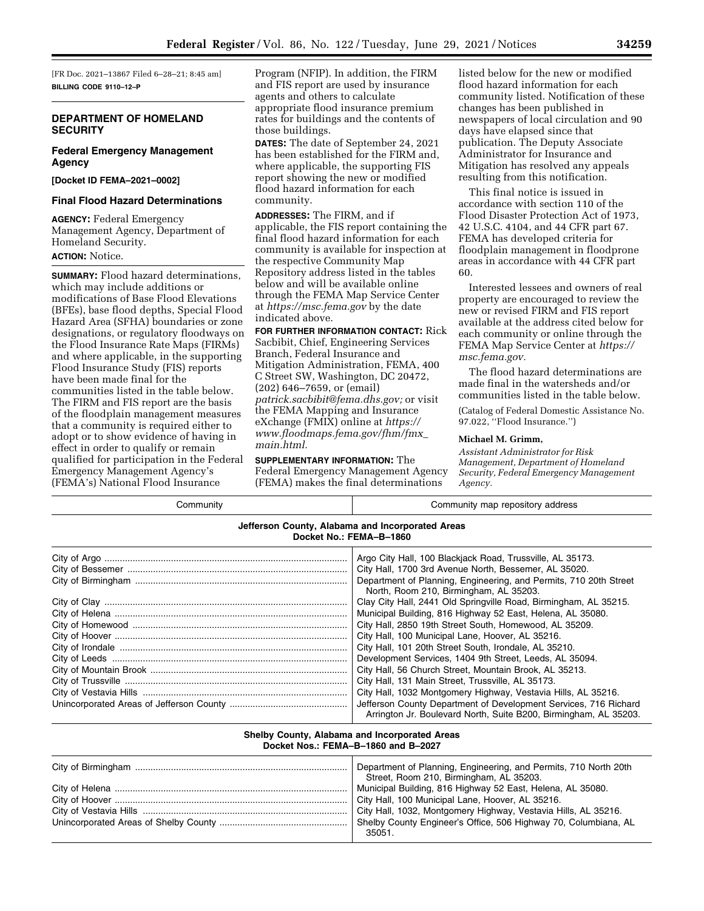[FR Doc. 2021–13867 Filed 6–28–21; 8:45 am]

**BILLING CODE 9110–12–P**

## DEPARTMENT OF HOMELAND SECURITY

### Federal Emergency Management Agency

**[Docket ID FEMA–2021–0002]**

### Final Flood Hazard Determinations

**AGENCY:** Federal Emergency Management Agency, Department of Homeland Security.

**ACTION:** Notice.

**SUMMARY:** Flood hazard determinations, which may include additions or modifications of Base Flood Elevations (BFEs), base flood depths, Special Flood Hazard Area (SFHA) boundaries or zone designations, or regulatory floodways on the Flood Insurance Rate Maps (FIRMs) and where applicable, in the supporting Flood Insurance Study (FIS) reports have been made final for the communities listed in the table below. The FIRM and FIS report are the basis of the floodplain management measures that a community is required either to adopt or to show evidence of having in effect in order to qualify or remain qualified for participation in the Federal Emergency Management Agency's (FEMA's) National Flood Insurance Program (NFIP). In addition, the FIRM and FIS report are used by insurance agents and others to calculate appropriate flood insurance premium rates for buildings and the contents of those buildings.

**DATES:** The date of September 24, 2021 has been established for the FIRM and, where applicable, the supporting FIS report showing the new or modified flood hazard information for each community.

**ADDRESSES:** The FIRM, and if applicable, the FIS report containing the final flood hazard information for each community is available for inspection at the respective Community Map Repository address listed in the tables below and will be available online through the FEMA Map Service Center at *https://msc.fema.gov* by the date indicated above.

**FOR FURTHER INFORMATION CONTACT:** Rick Sacbibit, Chief, Engineering Services Branch, Federal Insurance and Mitigation Administration, FEMA, 400 C Street SW, Washington, DC 20472, (202) 646–7659, or (email) *patrick.sacbibit@fema.dhs.gov;* or visit the FEMA Mapping and Insurance eXchange (FMIX) online at *https://www.floodmaps.fema.gov/fhm/fmx_main.html.*

**SUPPLEMENTARY INFORMATION:** The Federal Emergency Management Agency (FEMA) makes the final determinations listed below for the new or modified flood hazard information for each community listed. Notification of these changes has been published in newspapers of local circulation and 90 days have elapsed since that publication. The Deputy Associate Administrator for Insurance and Mitigation has resolved any appeals resulting from this notification.

This final notice is issued in accordance with section 110 of the Flood Disaster Protection Act of 1973, 42 U.S.C. 4104, and 44 CFR part 67. FEMA has developed criteria for floodplain management in floodprone areas in accordance with 44 CFR part 60.

Interested lessees and owners of real property are encouraged to review the new or revised FIRM and FIS report available at the address cited below for each community or online through the FEMA Map Service Center at *https://msc.fema.gov.*

The flood hazard determinations are made final in the watersheds and/or communities listed in the table below.

(Catalog of Federal Domestic Assistance No. 97.022, ''Flood Insurance.'')

**Michael M. Grimm,**

*Assistant Administrator for Risk Management, Department of Homeland Security, Federal Emergency Management Agency.*

| Community | Community map repository address |
|---|---|
| **Jefferson County, Alabama and Incorporated Areas Docket No.: FEMA–B–1860** | |
| City of Argo | Argo City Hall, 100 Blackjack Road, Trussville, AL 35173. |
| City of Bessemer | City Hall, 1700 3rd Avenue North, Bessemer, AL 35020. |
| City of Birmingham | Department of Planning, Engineering, and Permits, 710 20th Street North, Room 210, Birmingham, AL 35203. |
| City of Clay | Clay City Hall, 2441 Old Springville Road, Birmingham, AL 35215. |
| City of Helena | Municipal Building, 816 Highway 52 East, Helena, AL 35080. |
| City of Homewood | City Hall, 2850 19th Street South, Homewood, AL 35209. |
| City of Hoover | City Hall, 100 Municipal Lane, Hoover, AL 35216. |
| City of Irondale | City Hall, 101 20th Street South, Irondale, AL 35210. |
| City of Leeds | Development Services, 1404 9th Street, Leeds, AL 35094. |
| City of Mountain Brook | City Hall, 56 Church Street, Mountain Brook, AL 35213. |
| City of Trussville | City Hall, 131 Main Street, Trussville, AL 35173. |
| City of Vestavia Hills | City Hall, 1032 Montgomery Highway, Vestavia Hills, AL 35216. |
| Unincorporated Areas of Jefferson County | Jefferson County Department of Development Services, 716 Richard Arrington Jr. Boulevard North, Suite B200, Birmingham, AL 35203. |
| **Shelby County, Alabama and Incorporated Areas Docket Nos.: FEMA–B–1860 and B–2027** | |
| City of Birmingham | Department of Planning, Engineering, and Permits, 710 North 20th Street, Room 210, Birmingham, AL 35203. |
| City of Helena | Municipal Building, 816 Highway 52 East, Helena, AL 35080. |
| City of Hoover | City Hall, 100 Municipal Lane, Hoover, AL 35216. |
| City of Vestavia Hills | City Hall, 1032, Montgomery Highway, Vestavia Hills, AL 35216. |
| Unincorporated Areas of Shelby County | Shelby County Engineer's Office, 506 Highway 70, Columbiana, AL 35051. |